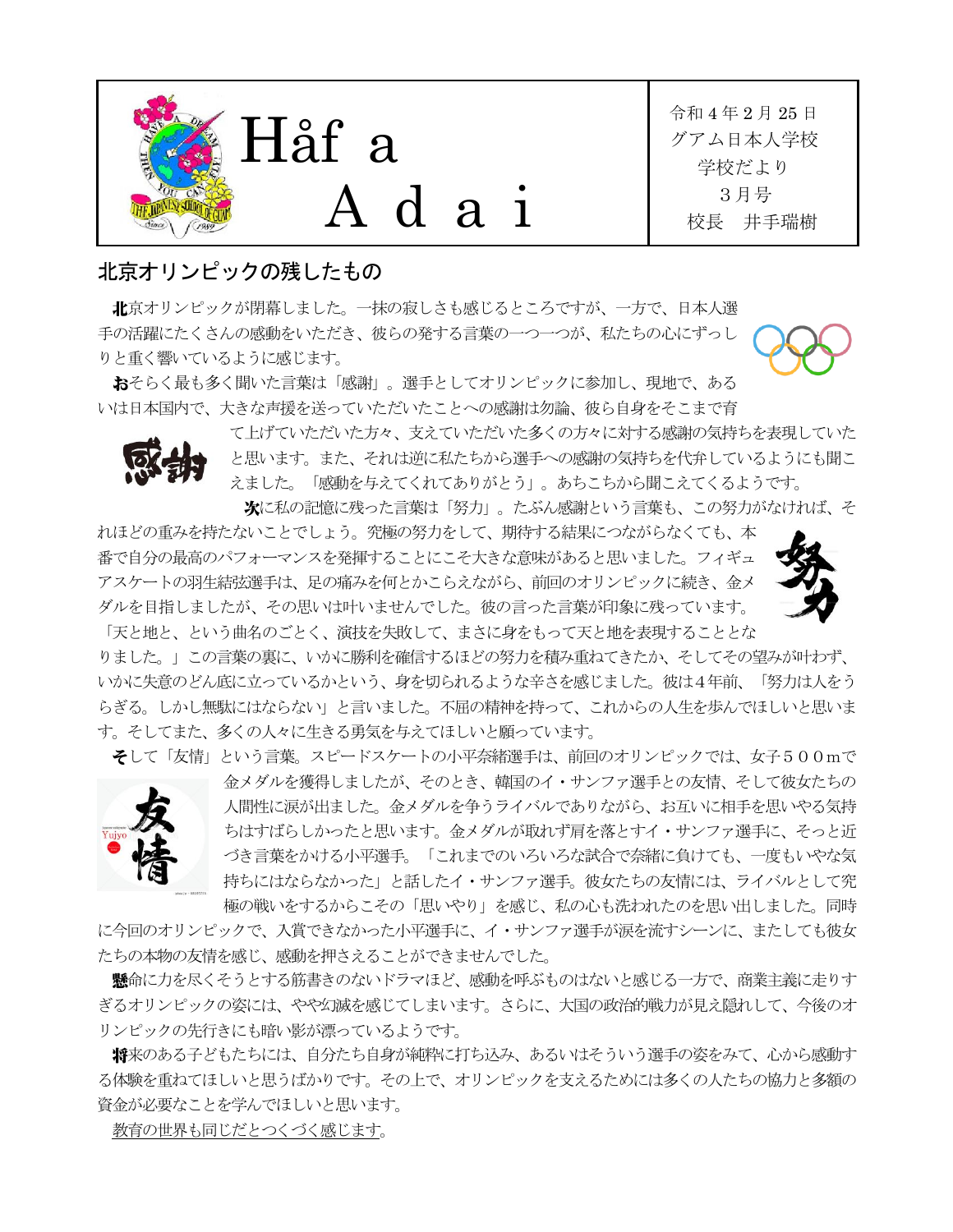# Håf a Adai

令和４年２月 25 日
グアム日本人学校
学校だより
３月号
校長　井手瑞樹

## 北京オリンピックの残したもの

**北**京オリンピックが閉幕しました。一抹の寂しさも感じるところですが、一方で、日本人選手の活躍にたくさんの感動をいただき、彼らの発する言葉の一つ一つが、私たちの心にずっしりと重く響いているように感じます。

**お**そらく最も多く聞いた言葉は「感謝」。選手としてオリンピックに参加し、現地で、あるいは日本国内で、大きな声援を送っていただいたことへの感謝は勿論、彼ら自身をそこまで育て上げていただいた方々、支えていただいた多くの方々に対する感謝の気持ちを表現していたと思います。また、それは逆に私たちから選手への感謝の気持ちを代弁しているようにも聞こえました。「感動を与えてくれてありがとう」。あちこちから聞こえてくるようです。

**次**に私の記憶に残った言葉は「努力」。たぶん感謝という言葉も、この努力がなければ、それほどの重みを持たないことでしょう。究極の努力をして、期待する結果につながらなくても、本番で自分の最高のパフォーマンスを発揮することにこそ大きな意味があると思いました。フィギュアスケートの羽生結弦選手は、足の痛みを何とかこらえながら、前回のオリンピックに続き、金メダルを目指しましたが、その思いは叶いませんでした。彼の言った言葉が印象に残っています。「天と地と、という曲名のごとく、演技を失敗して、まさに身をもって天と地を表現することとなりました。」この言葉の裏に、いかに勝利を確信するほどの努力を積み重ねてきたか、そしてその望みが叶わず、いかに失意のどん底に立っているかという、身を切られるような辛さを感じました。彼は４年前、「努力は人をうらぎる。しかし無駄にはならない」と言いました。不屈の精神を持って、これからの人生を歩んでほしいと思います。そしてまた、多くの人々に生きる勇気を与えてほしいと願っています。

**そ**して「友情」という言葉。スピードスケートの小平奈緒選手は、前回のオリンピックでは、女子５００ｍで金メダルを獲得しましたが、そのとき、韓国のイ・サンファ選手との友情、そして彼女たちの人間性に涙が出ました。金メダルを争うライバルでありながら、お互いに相手を思いやる気持ちはすばらしかったと思います。金メダルが取れず肩を落とすイ・サンファ選手に、そっと近づき言葉をかける小平選手。「これまでのいろいろな試合で奈緒に負けても、一度もいやな気持ちにはならなかった」と話したイ・サンファ選手。彼女たちの友情には、ライバルとして究極の戦いをするからこその「思いやり」を感じ、私の心も洗われたのを思い出しました。同時に今回のオリンピックで、入賞できなかった小平選手に、イ・サンファ選手が涙を流すシーンに、またしても彼女たちの本物の友情を感じ、感動を押さえることができませんでした。

**懸**命に力を尽くそうとする筋書きのないドラマほど、感動を呼ぶものはないと感じる一方で、商業主義に走りすぎるオリンピックの姿には、やや幻滅を感じてしまいます。さらに、大国の政治的戦力が見え隠れして、今後のオリンピックの先行きにも暗い影が漂っているようです。

**将**来のある子どもたちには、自分たち自身が純粋に打ち込み、あるいはそういう選手の姿をみて、心から感動する体験を重ねてほしいと思うばかりです。その上で、オリンピックを支えるためには多くの人たちの協力と多額の資金が必要なことを学んでほしいと思います。

教育の世界も同じだとつくづく感じます。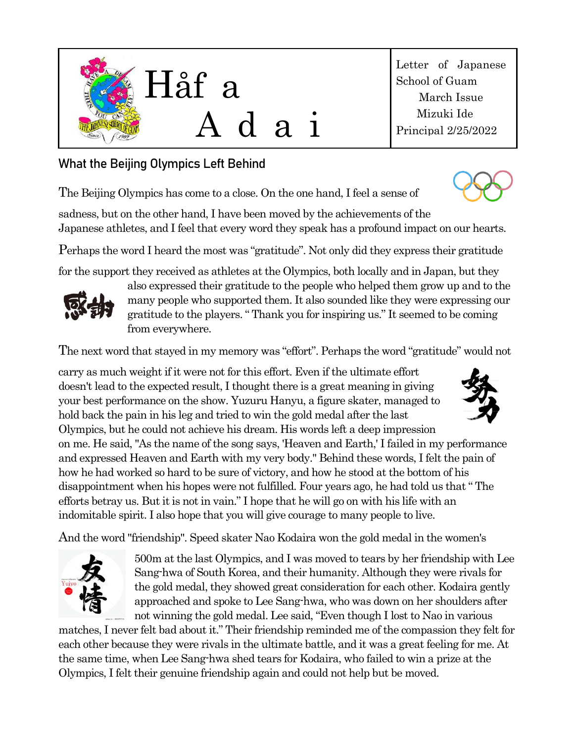# Håf a Adai

Letter of Japanese School of Guam
March Issue
Mizuki Ide
Principal 2/25/2022

## What the Beijing Olympics Left Behind

The Beijing Olympics has come to a close. On the one hand, I feel a sense of sadness, but on the other hand, I have been moved by the achievements of the Japanese athletes, and I feel that every word they speak has a profound impact on our hearts.

Perhaps the word I heard the most was "gratitude". Not only did they express their gratitude for the support they received as athletes at the Olympics, both locally and in Japan, but they also expressed their gratitude to the people who helped them grow up and to the many people who supported them. It also sounded like they were expressing our gratitude to the players. " Thank you for inspiring us." It seemed to be coming from everywhere.

感謝

The next word that stayed in my memory was "effort". Perhaps the word "gratitude" would not carry as much weight if it were not for this effort. Even if the ultimate effort doesn't lead to the expected result, I thought there is a great meaning in giving your best performance on the show. Yuzuru Hanyu, a figure skater, managed to hold back the pain in his leg and tried to win the gold medal after the last Olympics, but he could not achieve his dream. His words left a deep impression on me. He said, "As the name of the song says, 'Heaven and Earth,' I failed in my performance and expressed Heaven and Earth with my very body." Behind these words, I felt the pain of how he had worked so hard to be sure of victory, and how he stood at the bottom of his disappointment when his hopes were not fulfilled. Four years ago, he had told us that " The efforts betray us. But it is not in vain." I hope that he will go on with his life with an indomitable spirit. I also hope that you will give courage to many people to live.

努力

And the word "friendship". Speed skater Nao Kodaira won the gold medal in the women's 500m at the last Olympics, and I was moved to tears by her friendship with Lee Sang-hwa of South Korea, and their humanity. Although they were rivals for the gold medal, they showed great consideration for each other. Kodaira gently approached and spoke to Lee Sang-hwa, who was down on her shoulders after not winning the gold medal. Lee said, "Even though I lost to Nao in various matches, I never felt bad about it." Their friendship reminded me of the compassion they felt for each other because they were rivals in the ultimate battle, and it was a great feeling for me. At the same time, when Lee Sang-hwa shed tears for Kodaira, who failed to win a prize at the Olympics, I felt their genuine friendship again and could not help but be moved.

友情 Yujyo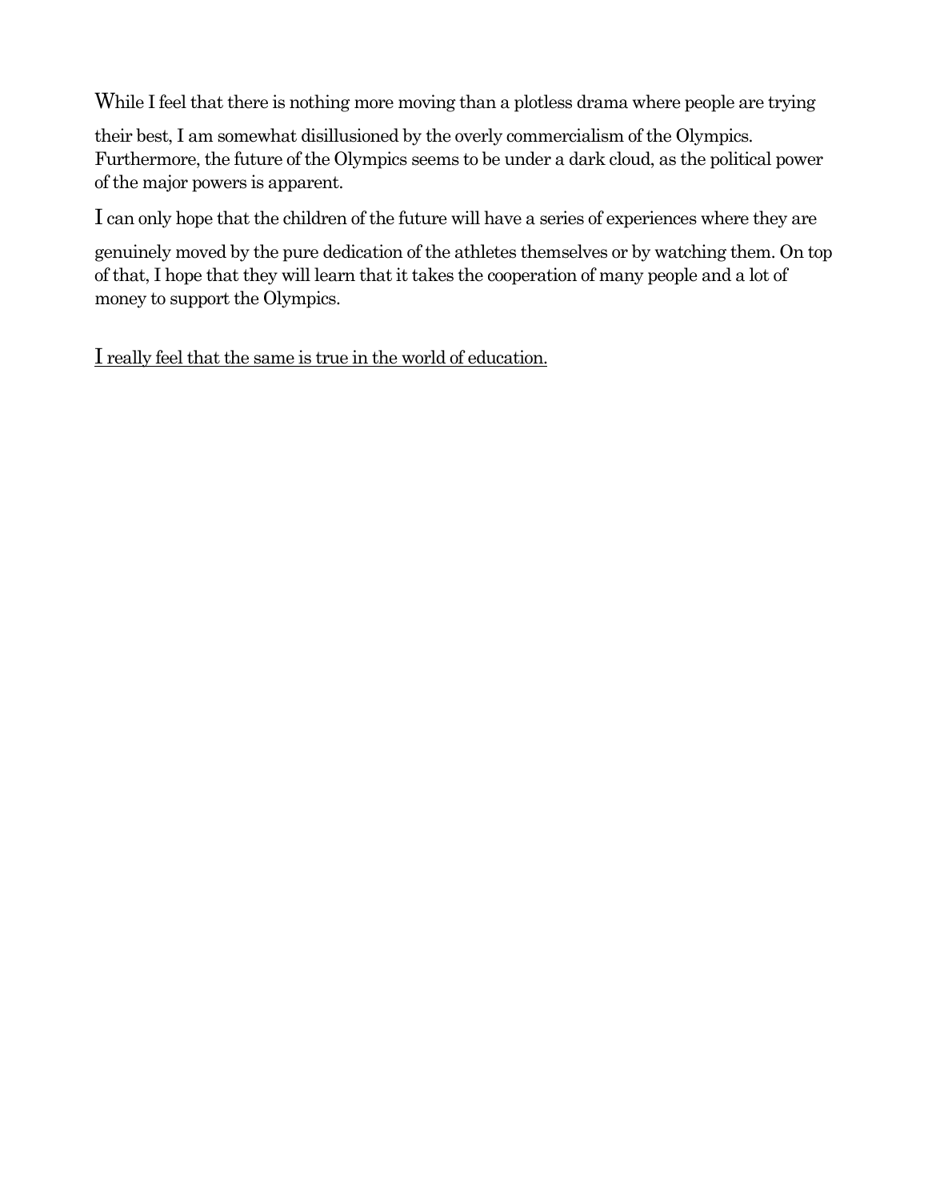While I feel that there is nothing more moving than a plotless drama where people are trying their best, I am somewhat disillusioned by the overly commercialism of the Olympics. Furthermore, the future of the Olympics seems to be under a dark cloud, as the political power of the major powers is apparent.

I can only hope that the children of the future will have a series of experiences where they are genuinely moved by the pure dedication of the athletes themselves or by watching them. On top of that, I hope that they will learn that it takes the cooperation of many people and a lot of money to support the Olympics.

<u>I really feel that the same is true in the world of education.</u>